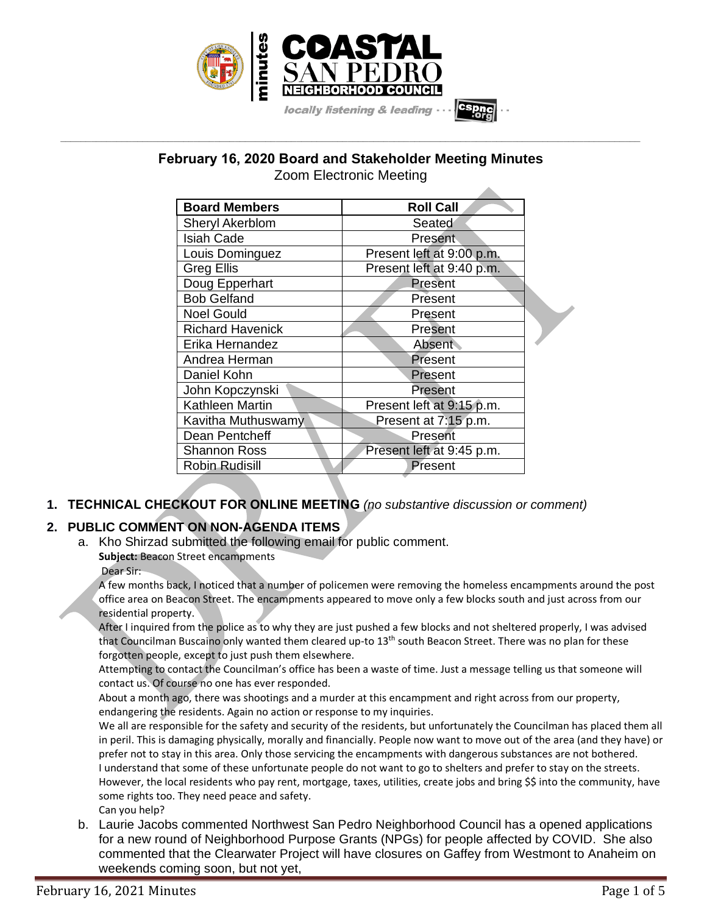minutes

COASTAL SAN PEDRO NEIGHBORHOOD COUNCIL

locally listening & leading ··· cspnc.org

## February 16, 2020 Board and Stakeholder Meeting Minutes

Zoom Electronic Meeting

| Board Members | Roll Call |
|---|---|
| Sheryl Akerblom | Seated |
| Isiah Cade | Present |
| Louis Dominguez | Present left at 9:00 p.m. |
| Greg Ellis | Present left at 9:40 p.m. |
| Doug Epperhart | Present |
| Bob Gelfand | Present |
| Noel Gould | Present |
| Richard Havenick | Present |
| Erika Hernandez | Absent |
| Andrea Herman | Present |
| Daniel Kohn | Present |
| John Kopczynski | Present |
| Kathleen Martin | Present left at 9:15 p.m. |
| Kavitha Muthuswamy | Present at 7:15 p.m. |
| Dean Pentcheff | Present |
| Shannon Ross | Present left at 9:45 p.m. |
| Robin Rudisill | Present |

1. **TECHNICAL CHECKOUT FOR ONLINE MEETING** *(no substantive discussion or comment)*

2. **PUBLIC COMMENT ON NON-AGENDA ITEMS**

   a. Kho Shirzad submitted the following email for public comment.

      **Subject:** Beacon Street encampments

      Dear Sir:

      A few months back, I noticed that a number of policemen were removing the homeless encampments around the post office area on Beacon Street. The encampments appeared to move only a few blocks south and just across from our residential property.

      After I inquired from the police as to why they are just pushed a few blocks and not sheltered properly, I was advised that Councilman Buscaino only wanted them cleared up-to 13th south Beacon Street. There was no plan for these forgotten people, except to just push them elsewhere.

      Attempting to contact the Councilman's office has been a waste of time. Just a message telling us that someone will contact us. Of course no one has ever responded.

      About a month ago, there was shootings and a murder at this encampment and right across from our property, endangering the residents. Again no action or response to my inquiries.

      We all are responsible for the safety and security of the residents, but unfortunately the Councilman has placed them all in peril. This is damaging physically, morally and financially. People now want to move out of the area (and they have) or prefer not to stay in this area. Only those servicing the encampments with dangerous substances are not bothered.

      I understand that some of these unfortunate people do not want to go to shelters and prefer to stay on the streets. However, the local residents who pay rent, mortgage, taxes, utilities, create jobs and bring $$ into the community, have some rights too. They need peace and safety.

      Can you help?

   b. Laurie Jacobs commented Northwest San Pedro Neighborhood Council has a opened applications for a new round of Neighborhood Purpose Grants (NPGs) for people affected by COVID. She also commented that the Clearwater Project will have closures on Gaffey from Westmont to Anaheim on weekends coming soon, but not yet,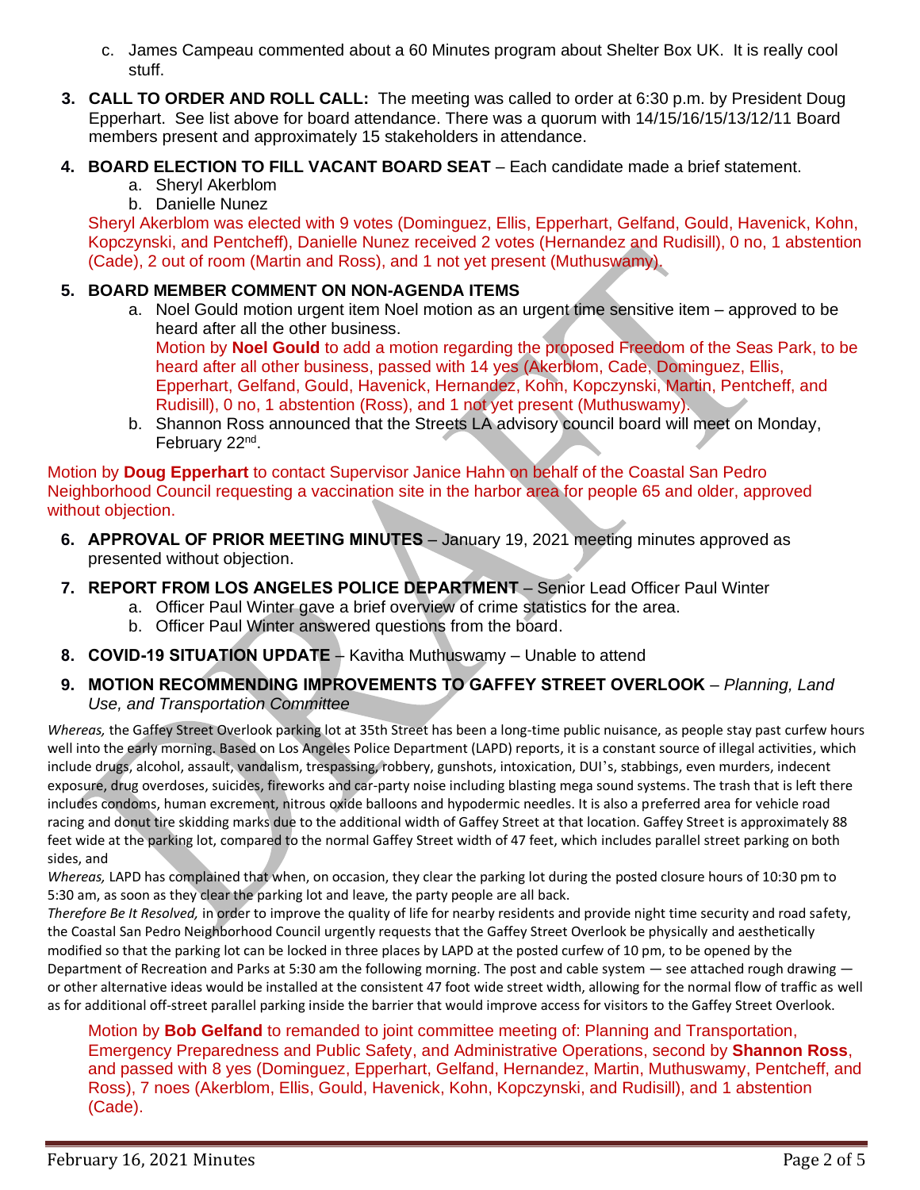c. James Campeau commented about a 60 Minutes program about Shelter Box UK. It is really cool stuff.

3. **CALL TO ORDER AND ROLL CALL:** The meeting was called to order at 6:30 p.m. by President Doug Epperhart. See list above for board attendance. There was a quorum with 14/15/16/15/13/12/11 Board members present and approximately 15 stakeholders in attendance.

4. **BOARD ELECTION TO FILL VACANT BOARD SEAT** – Each candidate made a brief statement.
   a. Sheryl Akerblom
   b. Danielle Nunez

   Sheryl Akerblom was elected with 9 votes (Dominguez, Ellis, Epperhart, Gelfand, Gould, Havenick, Kohn, Kopczynski, and Pentcheff), Danielle Nunez received 2 votes (Hernandez and Rudisill), 0 no, 1 abstention (Cade), 2 out of room (Martin and Ross), and 1 not yet present (Muthuswamy).

5. **BOARD MEMBER COMMENT ON NON-AGENDA ITEMS**
   a. Noel Gould motion urgent item Noel motion as an urgent time sensitive item – approved to be heard after all the other business.
      Motion by **Noel Gould** to add a motion regarding the proposed Freedom of the Seas Park, to be heard after all other business, passed with 14 yes (Akerblom, Cade, Dominguez, Ellis, Epperhart, Gelfand, Gould, Havenick, Hernandez, Kohn, Kopczynski, Martin, Pentcheff, and Rudisill), 0 no, 1 abstention (Ross), and 1 not yet present (Muthuswamy).
   b. Shannon Ross announced that the Streets LA advisory council board will meet on Monday, February 22nd.

Motion by **Doug Epperhart** to contact Supervisor Janice Hahn on behalf of the Coastal San Pedro Neighborhood Council requesting a vaccination site in the harbor area for people 65 and older, approved without objection.

6. **APPROVAL OF PRIOR MEETING MINUTES** – January 19, 2021 meeting minutes approved as presented without objection.

7. **REPORT FROM LOS ANGELES POLICE DEPARTMENT** – Senior Lead Officer Paul Winter
   a. Officer Paul Winter gave a brief overview of crime statistics for the area.
   b. Officer Paul Winter answered questions from the board.

8. **COVID-19 SITUATION UPDATE** – Kavitha Muthuswamy – Unable to attend

9. **MOTION RECOMMENDING IMPROVEMENTS TO GAFFEY STREET OVERLOOK** – *Planning, Land Use, and Transportation Committee*

*Whereas,* the Gaffey Street Overlook parking lot at 35th Street has been a long-time public nuisance, as people stay past curfew hours well into the early morning. Based on Los Angeles Police Department (LAPD) reports, it is a constant source of illegal activities, which include drugs, alcohol, assault, vandalism, trespassing, robbery, gunshots, intoxication, DUI's, stabbings, even murders, indecent exposure, drug overdoses, suicides, fireworks and car-party noise including blasting mega sound systems. The trash that is left there includes condoms, human excrement, nitrous oxide balloons and hypodermic needles. It is also a preferred area for vehicle road racing and donut tire skidding marks due to the additional width of Gaffey Street at that location. Gaffey Street is approximately 88 feet wide at the parking lot, compared to the normal Gaffey Street width of 47 feet, which includes parallel street parking on both sides, and

*Whereas,* LAPD has complained that when, on occasion, they clear the parking lot during the posted closure hours of 10:30 pm to 5:30 am, as soon as they clear the parking lot and leave, the party people are all back.

*Therefore Be It Resolved,* in order to improve the quality of life for nearby residents and provide night time security and road safety, the Coastal San Pedro Neighborhood Council urgently requests that the Gaffey Street Overlook be physically and aesthetically modified so that the parking lot can be locked in three places by LAPD at the posted curfew of 10 pm, to be opened by the Department of Recreation and Parks at 5:30 am the following morning. The post and cable system — see attached rough drawing — or other alternative ideas would be installed at the consistent 47 foot wide street width, allowing for the normal flow of traffic as well as for additional off-street parallel parking inside the barrier that would improve access for visitors to the Gaffey Street Overlook.

Motion by **Bob Gelfand** to remanded to joint committee meeting of: Planning and Transportation, Emergency Preparedness and Public Safety, and Administrative Operations, second by **Shannon Ross**, and passed with 8 yes (Dominguez, Epperhart, Gelfand, Hernandez, Martin, Muthuswamy, Pentcheff, and Ross), 7 noes (Akerblom, Ellis, Gould, Havenick, Kohn, Kopczynski, and Rudisill), and 1 abstention (Cade).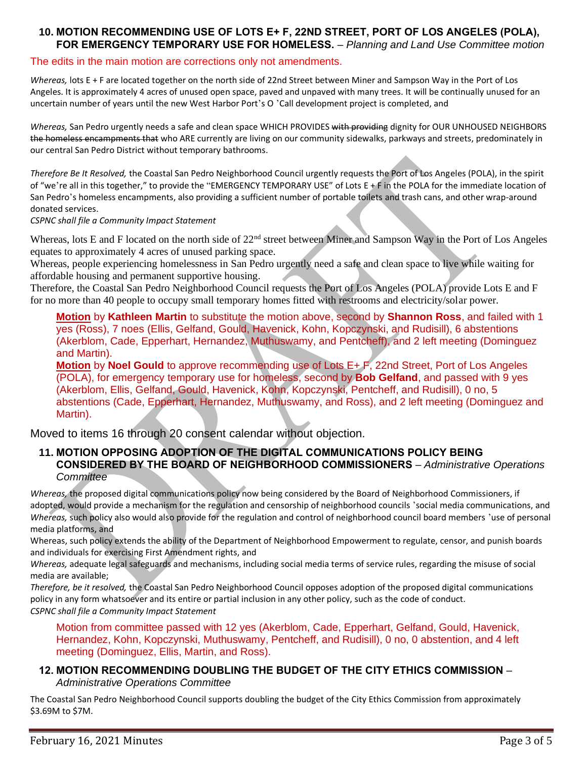### 10. MOTION RECOMMENDING USE OF LOTS E+ F, 22ND STREET, PORT OF LOS ANGELES (POLA), FOR EMERGENCY TEMPORARY USE FOR HOMELESS. – *Planning and Land Use Committee motion*

The edits in the main motion are corrections only not amendments.

*Whereas,* lots E + F are located together on the north side of 22nd Street between Miner and Sampson Way in the Port of Los Angeles. It is approximately 4 acres of unused open space, paved and unpaved with many trees. It will be continually unused for an uncertain number of years until the new West Harbor Port's O 'Call development project is completed, and

*Whereas,* San Pedro urgently needs a safe and clean space WHICH PROVIDES ~~with providing~~ dignity for OUR UNHOUSED NEIGHBORS ~~the homeless encampments that~~ who ARE currently are living on our community sidewalks, parkways and streets, predominately in our central San Pedro District without temporary bathrooms.

*Therefore Be It Resolved,* the Coastal San Pedro Neighborhood Council urgently requests the Port of Los Angeles (POLA), in the spirit of "we're all in this together," to provide the "EMERGENCY TEMPORARY USE" of Lots E + F in the POLA for the immediate location of San Pedro's homeless encampments, also providing a sufficient number of portable toilets and trash cans, and other wrap-around donated services.

*CSPNC shall file a Community Impact Statement*

Whereas, lots E and F located on the north side of 22nd street between Miner and Sampson Way in the Port of Los Angeles equates to approximately 4 acres of unused parking space.

Whereas, people experiencing homelessness in San Pedro urgently need a safe and clean space to live while waiting for affordable housing and permanent supportive housing.

Therefore, the Coastal San Pedro Neighborhood Council requests the Port of Los Angeles (POLA) provide Lots E and F for no more than 40 people to occupy small temporary homes fitted with restrooms and electricity/solar power.

**Motion** by **Kathleen Martin** to substitute the motion above, second by **Shannon Ross**, and failed with 1 yes (Ross), 7 noes (Ellis, Gelfand, Gould, Havenick, Kohn, Kopczynski, and Rudisill), 6 abstentions (Akerblom, Cade, Epperhart, Hernandez, Muthuswamy, and Pentcheff), and 2 left meeting (Dominguez and Martin).

**Motion** by **Noel Gould** to approve recommending use of Lots E+ F, 22nd Street, Port of Los Angeles (POLA), for emergency temporary use for homeless, second by **Bob Gelfand**, and passed with 9 yes (Akerblom, Ellis, Gelfand, Gould, Havenick, Kohn, Kopczynski, Pentcheff, and Rudisill), 0 no, 5 abstentions (Cade, Epperhart, Hernandez, Muthuswamy, and Ross), and 2 left meeting (Dominguez and Martin).

Moved to items 16 through 20 consent calendar without objection.

### 11. MOTION OPPOSING ADOPTION OF THE DIGITAL COMMUNICATIONS POLICY BEING CONSIDERED BY THE BOARD OF NEIGHBORHOOD COMMISSIONERS – *Administrative Operations Committee*

*Whereas,* the proposed digital communications policy now being considered by the Board of Neighborhood Commissioners, if adopted, would provide a mechanism for the regulation and censorship of neighborhood councils 'social media communications, and

*Whereas,* such policy also would also provide for the regulation and control of neighborhood council board members 'use of personal media platforms, and

Whereas, such policy extends the ability of the Department of Neighborhood Empowerment to regulate, censor, and punish boards and individuals for exercising First Amendment rights, and

*Whereas,* adequate legal safeguards and mechanisms, including social media terms of service rules, regarding the misuse of social media are available;

*Therefore, be it resolved,* the Coastal San Pedro Neighborhood Council opposes adoption of the proposed digital communications policy in any form whatsoever and its entire or partial inclusion in any other policy, such as the code of conduct.

*CSPNC shall file a Community Impact Statement*

Motion from committee passed with 12 yes (Akerblom, Cade, Epperhart, Gelfand, Gould, Havenick, Hernandez, Kohn, Kopczynski, Muthuswamy, Pentcheff, and Rudisill), 0 no, 0 abstention, and 4 left meeting (Dominguez, Ellis, Martin, and Ross).

### 12. MOTION RECOMMENDING DOUBLING THE BUDGET OF THE CITY ETHICS COMMISSION – *Administrative Operations Committee*

The Coastal San Pedro Neighborhood Council supports doubling the budget of the City Ethics Commission from approximately \$3.69M to \$7M.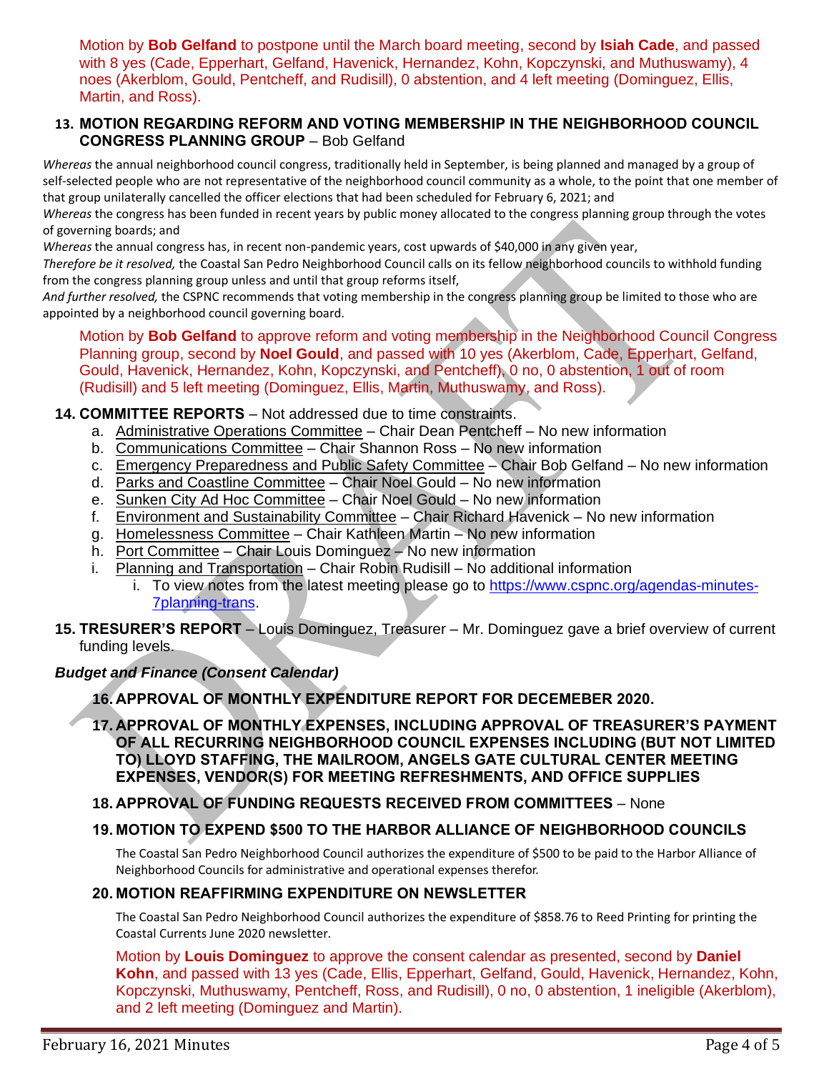Motion by **Bob Gelfand** to postpone until the March board meeting, second by **Isiah Cade**, and passed with 8 yes (Cade, Epperhart, Gelfand, Havenick, Hernandez, Kohn, Kopczynski, and Muthuswamy), 4 noes (Akerblom, Gould, Pentcheff, and Rudisill), 0 abstention, and 4 left meeting (Dominguez, Ellis, Martin, and Ross).

### 13. MOTION REGARDING REFORM AND VOTING MEMBERSHIP IN THE NEIGHBORHOOD COUNCIL CONGRESS PLANNING GROUP – Bob Gelfand

*Whereas* the annual neighborhood council congress, traditionally held in September, is being planned and managed by a group of self-selected people who are not representative of the neighborhood council community as a whole, to the point that one member of that group unilaterally cancelled the officer elections that had been scheduled for February 6, 2021; and

*Whereas* the congress has been funded in recent years by public money allocated to the congress planning group through the votes of governing boards; and

*Whereas* the annual congress has, in recent non-pandemic years, cost upwards of $40,000 in any given year,

*Therefore be it resolved,* the Coastal San Pedro Neighborhood Council calls on its fellow neighborhood councils to withhold funding from the congress planning group unless and until that group reforms itself,

*And further resolved,* the CSPNC recommends that voting membership in the congress planning group be limited to those who are appointed by a neighborhood council governing board.

Motion by **Bob Gelfand** to approve reform and voting membership in the Neighborhood Council Congress Planning group, second by **Noel Gould**, and passed with 10 yes (Akerblom, Cade, Epperhart, Gelfand, Gould, Havenick, Hernandez, Kohn, Kopczynski, and Pentcheff), 0 no, 0 abstention, 1 out of room (Rudisill) and 5 left meeting (Dominguez, Ellis, Martin, Muthuswamy, and Ross).

### 14. COMMITTEE REPORTS – Not addressed due to time constraints.

a. Administrative Operations Committee – Chair Dean Pentcheff – No new information
b. Communications Committee – Chair Shannon Ross – No new information
c. Emergency Preparedness and Public Safety Committee – Chair Bob Gelfand – No new information
d. Parks and Coastline Committee – Chair Noel Gould – No new information
e. Sunken City Ad Hoc Committee – Chair Noel Gould – No new information
f. Environment and Sustainability Committee – Chair Richard Havenick – No new information
g. Homelessness Committee – Chair Kathleen Martin – No new information
h. Port Committee – Chair Louis Dominguez – No new information
i. Planning and Transportation – Chair Robin Rudisill – No additional information
   i. To view notes from the latest meeting please go to https://www.cspnc.org/agendas-minutes-7planning-trans.

### 15. TRESURER'S REPORT – Louis Dominguez, Treasurer – Mr. Dominguez gave a brief overview of current funding levels.

***Budget and Finance (Consent Calendar)***

### 16. APPROVAL OF MONTHLY EXPENDITURE REPORT FOR DECEMEBER 2020.

### 17. APPROVAL OF MONTHLY EXPENSES, INCLUDING APPROVAL OF TREASURER'S PAYMENT OF ALL RECURRING NEIGHBORHOOD COUNCIL EXPENSES INCLUDING (BUT NOT LIMITED TO) LLOYD STAFFING, THE MAILROOM, ANGELS GATE CULTURAL CENTER MEETING EXPENSES, VENDOR(S) FOR MEETING REFRESHMENTS, AND OFFICE SUPPLIES

### 18. APPROVAL OF FUNDING REQUESTS RECEIVED FROM COMMITTEES – None

### 19. MOTION TO EXPEND $500 TO THE HARBOR ALLIANCE OF NEIGHBORHOOD COUNCILS

The Coastal San Pedro Neighborhood Council authorizes the expenditure of $500 to be paid to the Harbor Alliance of Neighborhood Councils for administrative and operational expenses therefor.

### 20. MOTION REAFFIRMING EXPENDITURE ON NEWSLETTER

The Coastal San Pedro Neighborhood Council authorizes the expenditure of $858.76 to Reed Printing for printing the Coastal Currents June 2020 newsletter.

Motion by **Louis Dominguez** to approve the consent calendar as presented, second by **Daniel Kohn**, and passed with 13 yes (Cade, Ellis, Epperhart, Gelfand, Gould, Havenick, Hernandez, Kohn, Kopczynski, Muthuswamy, Pentcheff, Ross, and Rudisill), 0 no, 0 abstention, 1 ineligible (Akerblom), and 2 left meeting (Dominguez and Martin).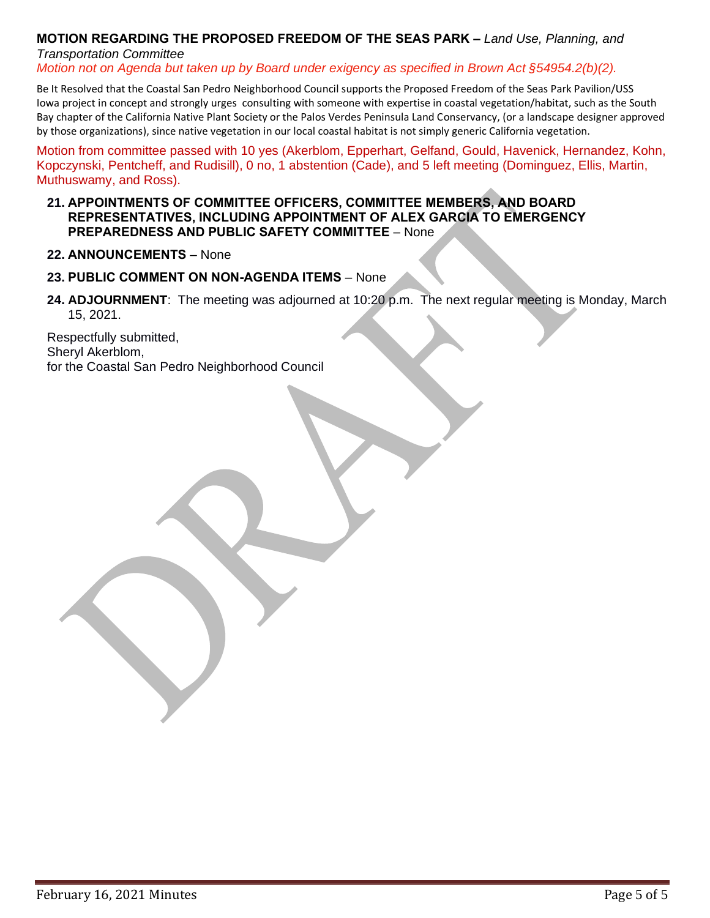**MOTION REGARDING THE PROPOSED FREEDOM OF THE SEAS PARK –** *Land Use, Planning, and Transportation Committee*

*Motion not on Agenda but taken up by Board under exigency as specified in Brown Act §54954.2(b)(2).*

Be It Resolved that the Coastal San Pedro Neighborhood Council supports the Proposed Freedom of the Seas Park Pavilion/USS Iowa project in concept and strongly urges consulting with someone with expertise in coastal vegetation/habitat, such as the South Bay chapter of the California Native Plant Society or the Palos Verdes Peninsula Land Conservancy, (or a landscape designer approved by those organizations), since native vegetation in our local coastal habitat is not simply generic California vegetation.

Motion from committee passed with 10 yes (Akerblom, Epperhart, Gelfand, Gould, Havenick, Hernandez, Kohn, Kopczynski, Pentcheff, and Rudisill), 0 no, 1 abstention (Cade), and 5 left meeting (Dominguez, Ellis, Martin, Muthuswamy, and Ross).

21. **APPOINTMENTS OF COMMITTEE OFFICERS, COMMITTEE MEMBERS, AND BOARD REPRESENTATIVES, INCLUDING APPOINTMENT OF ALEX GARCIA TO EMERGENCY PREPAREDNESS AND PUBLIC SAFETY COMMITTEE** – None
22. **ANNOUNCEMENTS** – None
23. **PUBLIC COMMENT ON NON-AGENDA ITEMS** – None
24. **ADJOURNMENT**: The meeting was adjourned at 10:20 p.m. The next regular meeting is Monday, March 15, 2021.

Respectfully submitted,
Sheryl Akerblom,
for the Coastal San Pedro Neighborhood Council

DRAFT